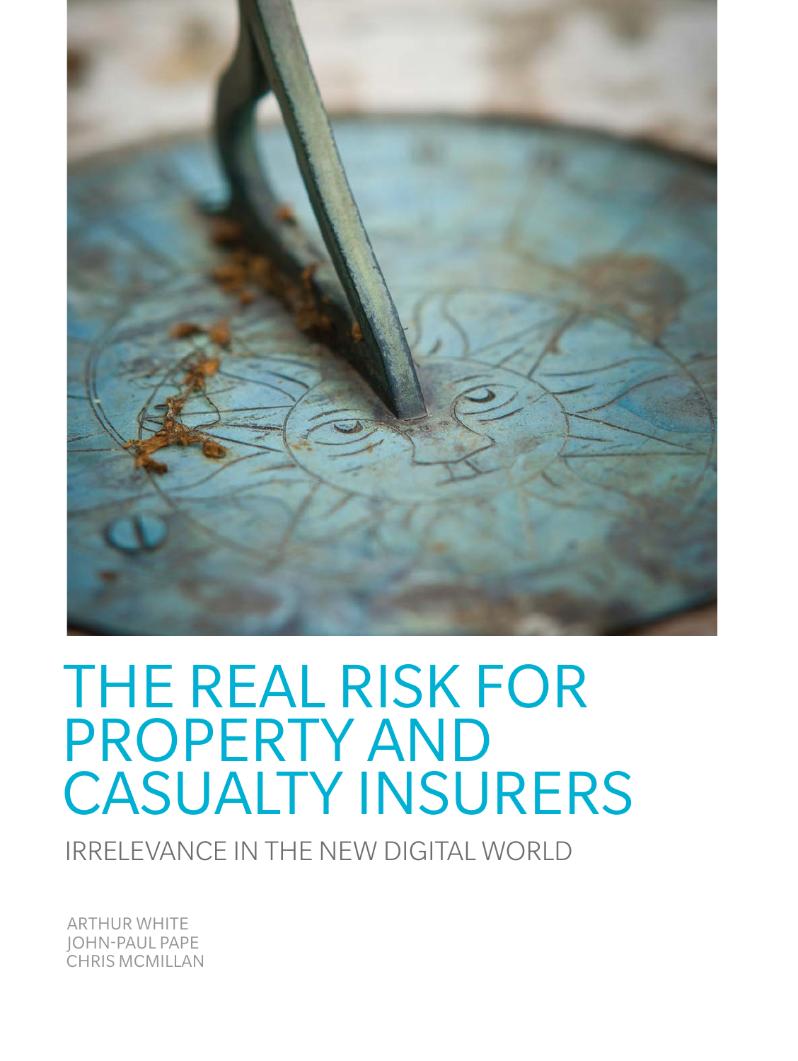# THE REAL RISK FOR PROPERTY AND CASUALTY INSURERS

## IRRELEVANCE IN THE NEW DIGITAL WORLD

ARTHUR WHITE
JOHN-PAUL PAPE
CHRIS MCMILLAN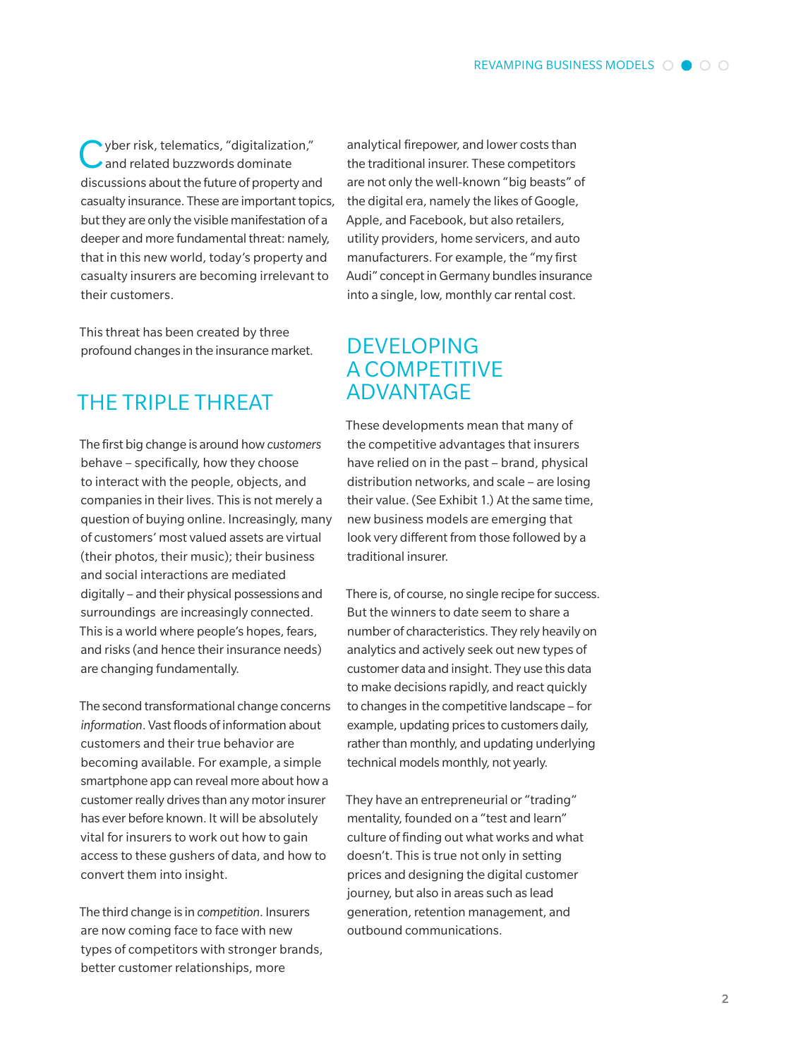Cyber risk, telematics, "digitalization," and related buzzwords dominate discussions about the future of property and casualty insurance. These are important topics, but they are only the visible manifestation of a deeper and more fundamental threat: namely, that in this new world, today's property and casualty insurers are becoming irrelevant to their customers.

This threat has been created by three profound changes in the insurance market.

## THE TRIPLE THREAT

The first big change is around how *customers* behave – specifically, how they choose to interact with the people, objects, and companies in their lives. This is not merely a question of buying online. Increasingly, many of customers' most valued assets are virtual (their photos, their music); their business and social interactions are mediated digitally – and their physical possessions and surroundings are increasingly connected. This is a world where people's hopes, fears, and risks (and hence their insurance needs) are changing fundamentally.

The second transformational change concerns *information*. Vast floods of information about customers and their true behavior are becoming available. For example, a simple smartphone app can reveal more about how a customer really drives than any motor insurer has ever before known. It will be absolutely vital for insurers to work out how to gain access to these gushers of data, and how to convert them into insight.

The third change is in *competition*. Insurers are now coming face to face with new types of competitors with stronger brands, better customer relationships, more analytical firepower, and lower costs than the traditional insurer. These competitors are not only the well-known "big beasts" of the digital era, namely the likes of Google, Apple, and Facebook, but also retailers, utility providers, home servicers, and auto manufacturers. For example, the "my first Audi" concept in Germany bundles insurance into a single, low, monthly car rental cost.

## DEVELOPING A COMPETITIVE ADVANTAGE

These developments mean that many of the competitive advantages that insurers have relied on in the past – brand, physical distribution networks, and scale – are losing their value. (See Exhibit 1.) At the same time, new business models are emerging that look very different from those followed by a traditional insurer.

There is, of course, no single recipe for success. But the winners to date seem to share a number of characteristics. They rely heavily on analytics and actively seek out new types of customer data and insight. They use this data to make decisions rapidly, and react quickly to changes in the competitive landscape – for example, updating prices to customers daily, rather than monthly, and updating underlying technical models monthly, not yearly.

They have an entrepreneurial or "trading" mentality, founded on a "test and learn" culture of finding out what works and what doesn't. This is true not only in setting prices and designing the digital customer journey, but also in areas such as lead generation, retention management, and outbound communications.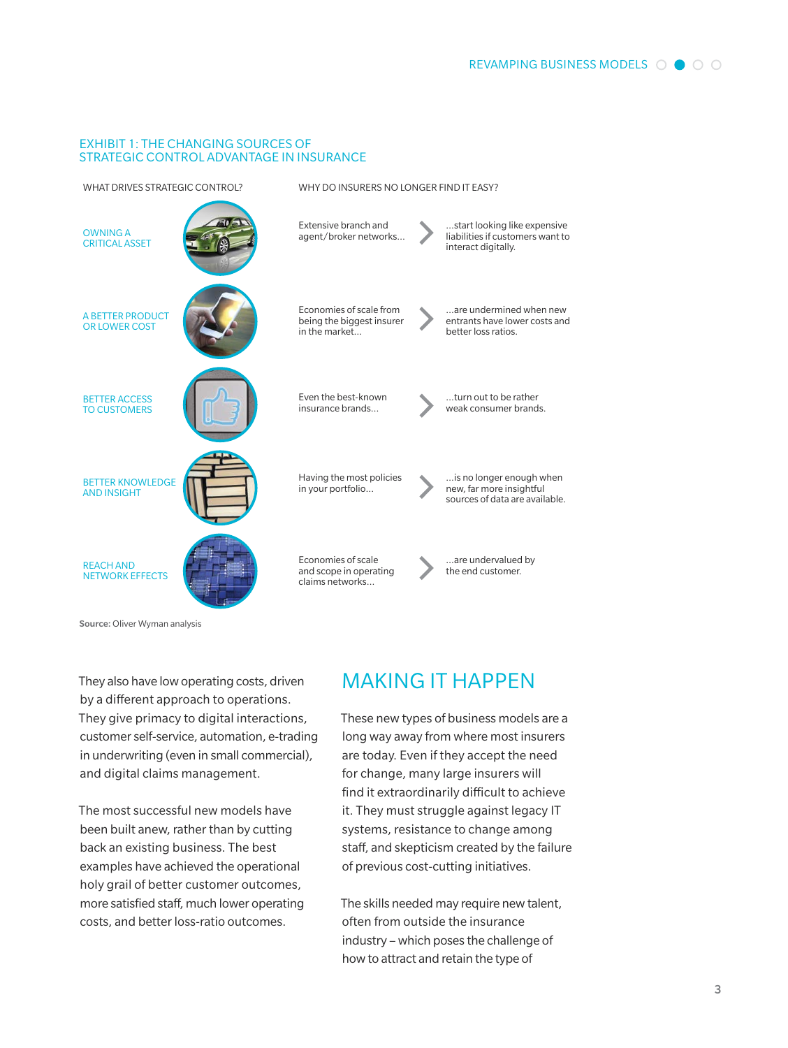## EXHIBIT 1: THE CHANGING SOURCES OF STRATEGIC CONTROL ADVANTAGE IN INSURANCE

| WHAT DRIVES STRATEGIC CONTROL? | WHY DO INSURERS NO LONGER FIND IT EASY? | |
|---|---|---|
| OWNING A CRITICAL ASSET | Extensive branch and agent/broker networks... | ...start looking like expensive liabilities if customers want to interact digitally. |
| A BETTER PRODUCT OR LOWER COST | Economies of scale from being the biggest insurer in the market... | ...are undermined when new entrants have lower costs and better loss ratios. |
| BETTER ACCESS TO CUSTOMERS | Even the best-known insurance brands... | ...turn out to be rather weak consumer brands. |
| BETTER KNOWLEDGE AND INSIGHT | Having the most policies in your portfolio... | ...is no longer enough when new, far more insightful sources of data are available. |
| REACH AND NETWORK EFFECTS | Economies of scale and scope in operating claims networks... | ...are undervalued by the end customer. |

**Source:** Oliver Wyman analysis

They also have low operating costs, driven by a different approach to operations. They give primacy to digital interactions, customer self-service, automation, e-trading in underwriting (even in small commercial), and digital claims management.

The most successful new models have been built anew, rather than by cutting back an existing business. The best examples have achieved the operational holy grail of better customer outcomes, more satisfied staff, much lower operating costs, and better loss-ratio outcomes.

## MAKING IT HAPPEN

These new types of business models are a long way away from where most insurers are today. Even if they accept the need for change, many large insurers will find it extraordinarily difficult to achieve it. They must struggle against legacy IT systems, resistance to change among staff, and skepticism created by the failure of previous cost-cutting initiatives.

The skills needed may require new talent, often from outside the insurance industry – which poses the challenge of how to attract and retain the type of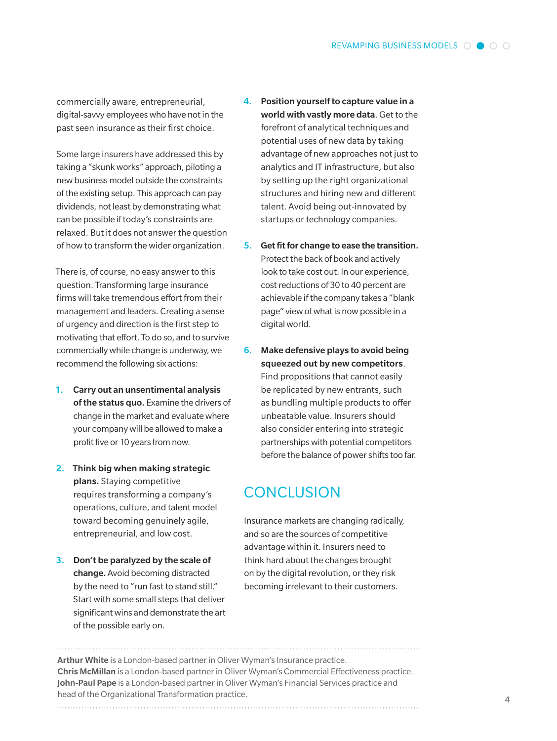commercially aware, entrepreneurial, digital-savvy employees who have not in the past seen insurance as their first choice.

Some large insurers have addressed this by taking a "skunk works" approach, piloting a new business model outside the constraints of the existing setup. This approach can pay dividends, not least by demonstrating what can be possible if today's constraints are relaxed. But it does not answer the question of how to transform the wider organization.

There is, of course, no easy answer to this question. Transforming large insurance firms will take tremendous effort from their management and leaders. Creating a sense of urgency and direction is the first step to motivating that effort. To do so, and to survive commercially while change is underway, we recommend the following six actions:

1. **Carry out an unsentimental analysis of the status quo.** Examine the drivers of change in the market and evaluate where your company will be allowed to make a profit five or 10 years from now.

2. **Think big when making strategic plans.** Staying competitive requires transforming a company's operations, culture, and talent model toward becoming genuinely agile, entrepreneurial, and low cost.

3. **Don't be paralyzed by the scale of change.** Avoid becoming distracted by the need to "run fast to stand still." Start with some small steps that deliver significant wins and demonstrate the art of the possible early on.

4. **Position yourself to capture value in a world with vastly more data**. Get to the forefront of analytical techniques and potential uses of new data by taking advantage of new approaches not just to analytics and IT infrastructure, but also by setting up the right organizational structures and hiring new and different talent. Avoid being out-innovated by startups or technology companies.

5. **Get fit for change to ease the transition.** Protect the back of book and actively look to take cost out. In our experience, cost reductions of 30 to 40 percent are achievable if the company takes a "blank page" view of what is now possible in a digital world.

6. **Make defensive plays to avoid being squeezed out by new competitors**. Find propositions that cannot easily be replicated by new entrants, such as bundling multiple products to offer unbeatable value. Insurers should also consider entering into strategic partnerships with potential competitors before the balance of power shifts too far.

## CONCLUSION

Insurance markets are changing radically, and so are the sources of competitive advantage within it. Insurers need to think hard about the changes brought on by the digital revolution, or they risk becoming irrelevant to their customers.

---

**Arthur White** is a London-based partner in Oliver Wyman's Insurance practice.
**Chris McMillan** is a London-based partner in Oliver Wyman's Commercial Effectiveness practice.
**John-Paul Pape** is a London-based partner in Oliver Wyman's Financial Services practice and head of the Organizational Transformation practice.